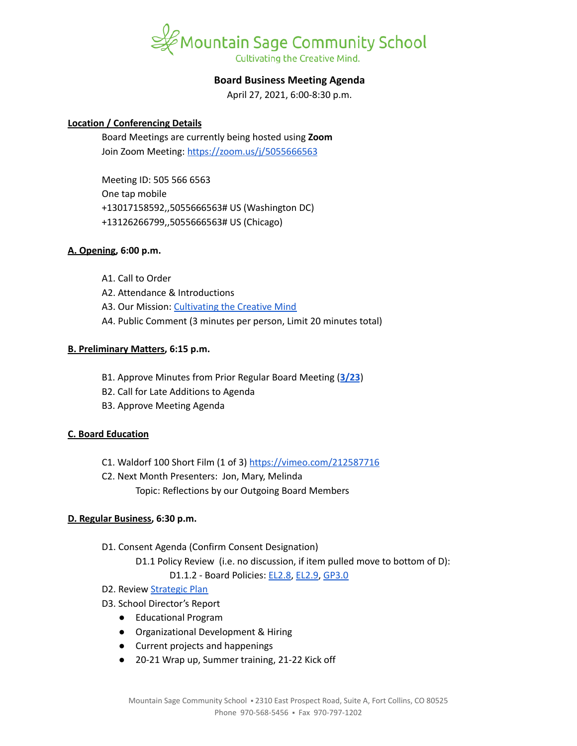# Mountain Sage Community School

Cultivating the Creative Mind.

## Board Business Meeting Agenda

April 27, 2021, 6:00-8:30 p.m.

**Location / Conferencing Details**

Board Meetings are currently being hosted using **Zoom**

Join Zoom Meeting: https://zoom.us/j/5055666563

Meeting ID: 505 566 6563

One tap mobile

+13017158592,,5055666563# US (Washington DC)

+13126266799,,5055666563# US (Chicago)

**A. Opening, 6:00 p.m.**

A1. Call to Order

A2. Attendance & Introductions

A3. Our Mission: Cultivating the Creative Mind

A4. Public Comment (3 minutes per person, Limit 20 minutes total)

**B. Preliminary Matters, 6:15 p.m.**

B1. Approve Minutes from Prior Regular Board Meeting (**3/23**)

B2. Call for Late Additions to Agenda

B3. Approve Meeting Agenda

**C. Board Education**

C1. Waldorf 100 Short Film (1 of 3) https://vimeo.com/212587716

C2. Next Month Presenters: Jon, Mary, Melinda

Topic: Reflections by our Outgoing Board Members

**D. Regular Business, 6:30 p.m.**

D1. Consent Agenda (Confirm Consent Designation)

D1.1 Policy Review (i.e. no discussion, if item pulled move to bottom of D):

D1.1.2 - Board Policies: EL2.8, EL2.9, GP3.0

D2. Review Strategic Plan

D3. School Director's Report

- Educational Program
- Organizational Development & Hiring
- Current projects and happenings
- 20-21 Wrap up, Summer training, 21-22 Kick off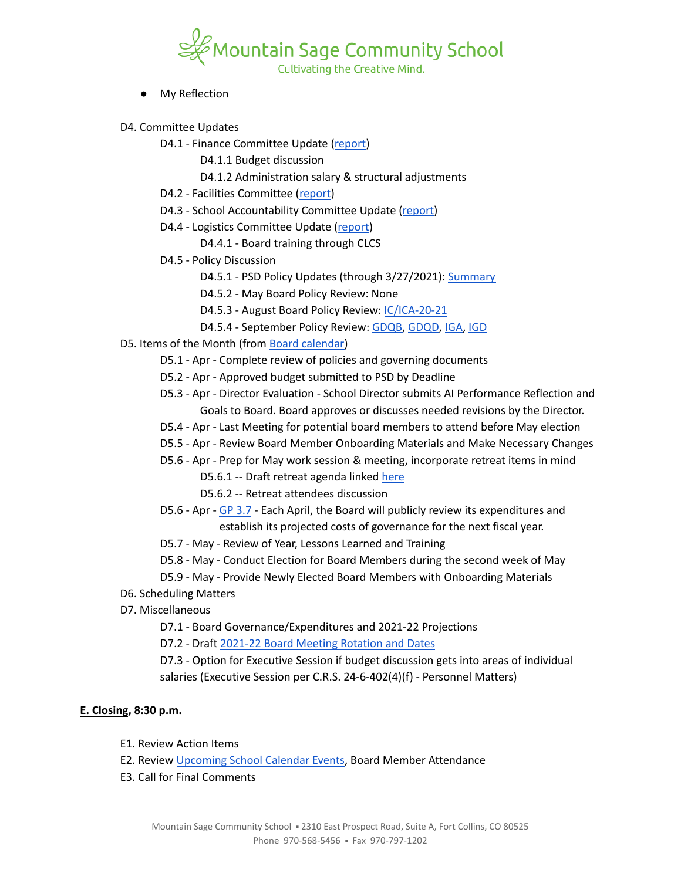- My Reflection

D4. Committee Updates

- D4.1 - Finance Committee Update (report)
  - D4.1.1 Budget discussion
  - D4.1.2 Administration salary & structural adjustments
- D4.2 - Facilities Committee (report)
- D4.3 - School Accountability Committee Update (report)
- D4.4 - Logistics Committee Update (report)
  - D4.4.1 - Board training through CLCS
- D4.5 - Policy Discussion
  - D4.5.1 - PSD Policy Updates (through 3/27/2021): Summary
  - D4.5.2 - May Board Policy Review: None
  - D4.5.3 - August Board Policy Review: IC/ICA-20-21
  - D4.5.4 - September Policy Review: GDQB, GDQD, IGA, IGD

D5. Items of the Month (from Board calendar)

- D5.1 - Apr - Complete review of policies and governing documents
- D5.2 - Apr - Approved budget submitted to PSD by Deadline
- D5.3 - Apr - Director Evaluation - School Director submits AI Performance Reflection and Goals to Board. Board approves or discusses needed revisions by the Director.
- D5.4 - Apr - Last Meeting for potential board members to attend before May election
- D5.5 - Apr - Review Board Member Onboarding Materials and Make Necessary Changes
- D5.6 - Apr - Prep for May work session & meeting, incorporate retreat items in mind
  - D5.6.1 -- Draft retreat agenda linked here
  - D5.6.2 -- Retreat attendees discussion
- D5.6 - Apr - GP 3.7 - Each April, the Board will publicly review its expenditures and establish its projected costs of governance for the next fiscal year.
- D5.7 - May - Review of Year, Lessons Learned and Training
- D5.8 - May - Conduct Election for Board Members during the second week of May
- D5.9 - May - Provide Newly Elected Board Members with Onboarding Materials

D6. Scheduling Matters

D7. Miscellaneous

- D7.1 - Board Governance/Expenditures and 2021-22 Projections
- D7.2 - Draft 2021-22 Board Meeting Rotation and Dates
- D7.3 - Option for Executive Session if budget discussion gets into areas of individual salaries (Executive Session per C.R.S. 24-6-402(4)(f) - Personnel Matters)

**E. Closing, 8:30 p.m.**

E1. Review Action Items

E2. Review Upcoming School Calendar Events, Board Member Attendance

E3. Call for Final Comments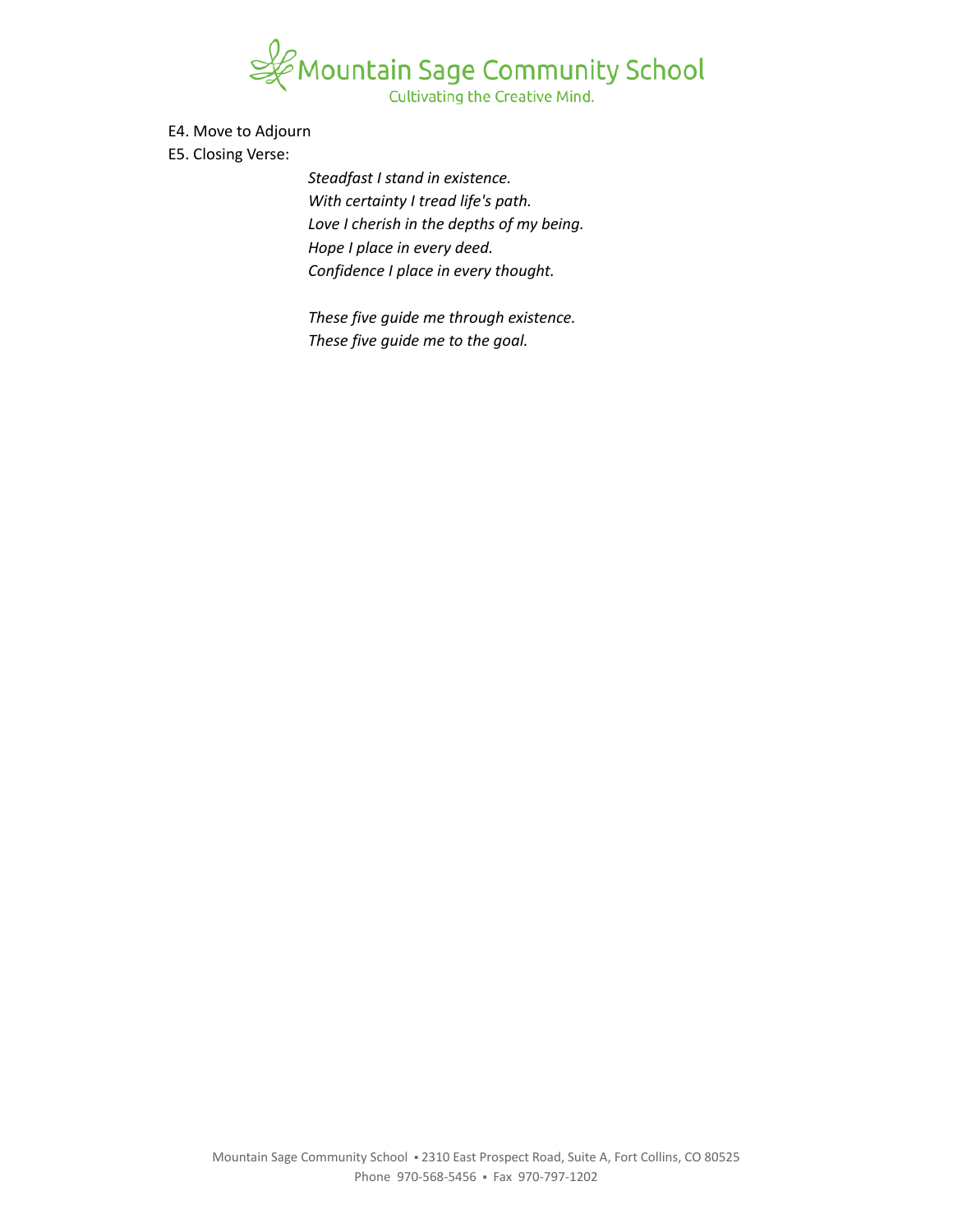E4. Move to Adjourn

E5. Closing Verse:

*Steadfast I stand in existence.*
*With certainty I tread life's path.*
*Love I cherish in the depths of my being.*
*Hope I place in every deed.*
*Confidence I place in every thought.*

*These five guide me through existence.*
*These five guide me to the goal.*